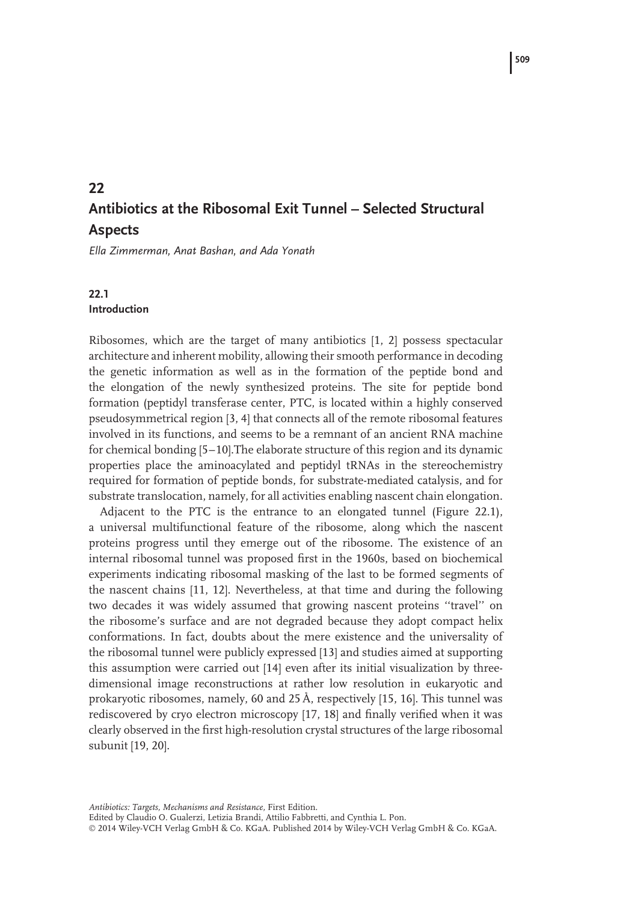# 22
# Antibiotics at the Ribosomal Exit Tunnel – Selected Structural Aspects

*Ella Zimmerman, Anat Bashan, and Ada Yonath*

## 22.1
## Introduction

Ribosomes, which are the target of many antibiotics [1, 2] possess spectacular architecture and inherent mobility, allowing their smooth performance in decoding the genetic information as well as in the formation of the peptide bond and the elongation of the newly synthesized proteins. The site for peptide bond formation (peptidyl transferase center, PTC, is located within a highly conserved pseudosymmetrical region [3, 4] that connects all of the remote ribosomal features involved in its functions, and seems to be a remnant of an ancient RNA machine for chemical bonding [5–10].The elaborate structure of this region and its dynamic properties place the aminoacylated and peptidyl tRNAs in the stereochemistry required for formation of peptide bonds, for substrate-mediated catalysis, and for substrate translocation, namely, for all activities enabling nascent chain elongation.

Adjacent to the PTC is the entrance to an elongated tunnel (Figure 22.1), a universal multifunctional feature of the ribosome, along which the nascent proteins progress until they emerge out of the ribosome. The existence of an internal ribosomal tunnel was proposed first in the 1960s, based on biochemical experiments indicating ribosomal masking of the last to be formed segments of the nascent chains [11, 12]. Nevertheless, at that time and during the following two decades it was widely assumed that growing nascent proteins ''travel'' on the ribosome's surface and are not degraded because they adopt compact helix conformations. In fact, doubts about the mere existence and the universality of the ribosomal tunnel were publicly expressed [13] and studies aimed at supporting this assumption were carried out [14] even after its initial visualization by three-dimensional image reconstructions at rather low resolution in eukaryotic and prokaryotic ribosomes, namely, 60 and 25 Å, respectively [15, 16]. This tunnel was rediscovered by cryo electron microscopy [17, 18] and finally verified when it was clearly observed in the first high-resolution crystal structures of the large ribosomal subunit [19, 20].

*Antibiotics: Targets, Mechanisms and Resistance,* First Edition.
Edited by Claudio O. Gualerzi, Letizia Brandi, Attilio Fabbretti, and Cynthia L. Pon.
© 2014 Wiley-VCH Verlag GmbH & Co. KGaA. Published 2014 by Wiley-VCH Verlag GmbH & Co. KGaA.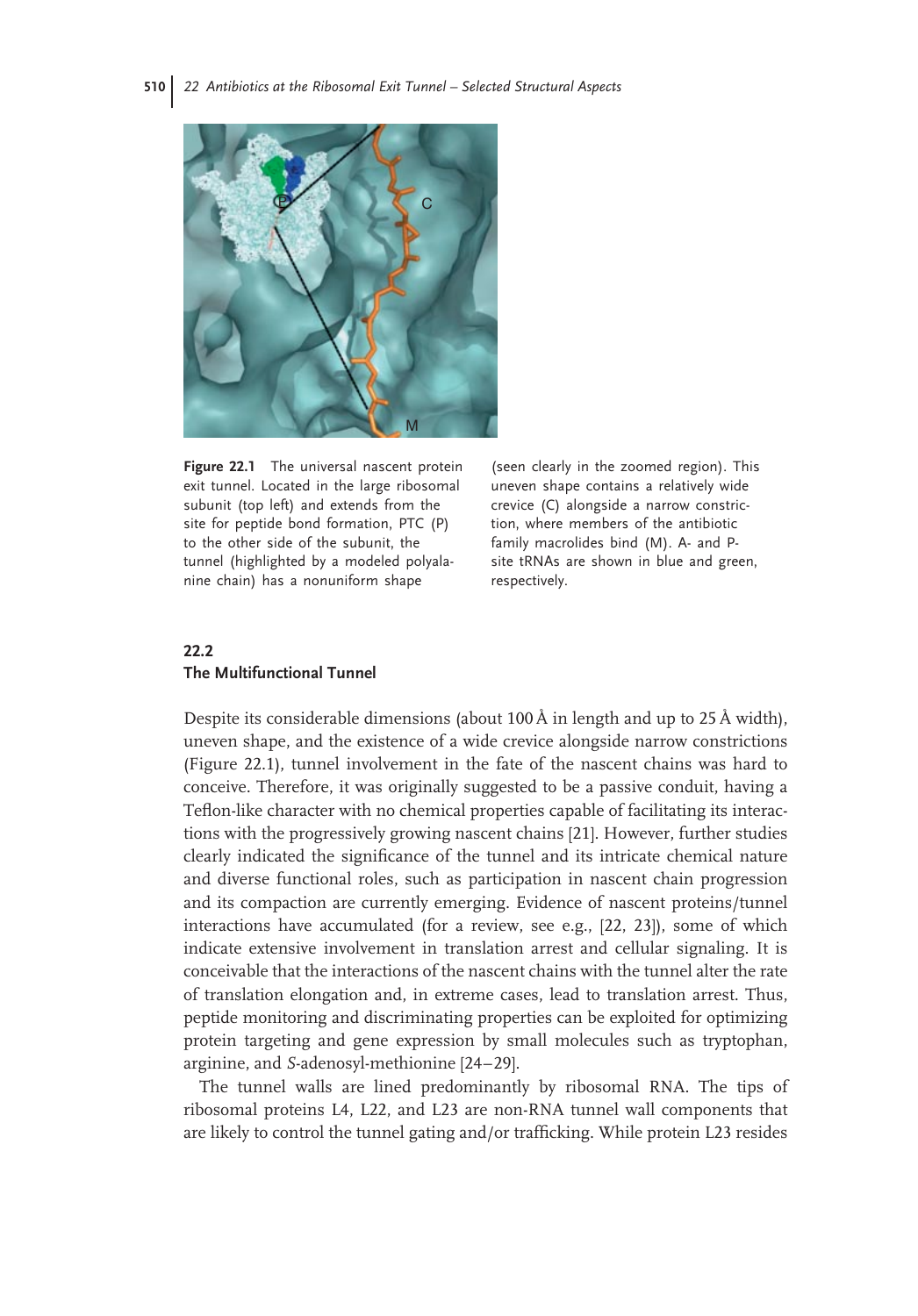**Figure 22.1** The universal nascent protein exit tunnel. Located in the large ribosomal subunit (top left) and extends from the site for peptide bond formation, PTC (P) to the other side of the subunit, the tunnel (highlighted by a modeled polyalanine chain) has a nonuniform shape (seen clearly in the zoomed region). This uneven shape contains a relatively wide crevice (C) alongside a narrow constriction, where members of the antibiotic family macrolides bind (M). A- and P-site tRNAs are shown in blue and green, respectively.

## 22.2 The Multifunctional Tunnel

Despite its considerable dimensions (about 100 Å in length and up to 25 Å width), uneven shape, and the existence of a wide crevice alongside narrow constrictions (Figure 22.1), tunnel involvement in the fate of the nascent chains was hard to conceive. Therefore, it was originally suggested to be a passive conduit, having a Teflon-like character with no chemical properties capable of facilitating its interactions with the progressively growing nascent chains [21]. However, further studies clearly indicated the significance of the tunnel and its intricate chemical nature and diverse functional roles, such as participation in nascent chain progression and its compaction are currently emerging. Evidence of nascent proteins/tunnel interactions have accumulated (for a review, see e.g., [22, 23]), some of which indicate extensive involvement in translation arrest and cellular signaling. It is conceivable that the interactions of the nascent chains with the tunnel alter the rate of translation elongation and, in extreme cases, lead to translation arrest. Thus, peptide monitoring and discriminating properties can be exploited for optimizing protein targeting and gene expression by small molecules such as tryptophan, arginine, and *S*-adenosyl-methionine [24–29].

The tunnel walls are lined predominantly by ribosomal RNA. The tips of ribosomal proteins L4, L22, and L23 are non-RNA tunnel wall components that are likely to control the tunnel gating and/or trafficking. While protein L23 resides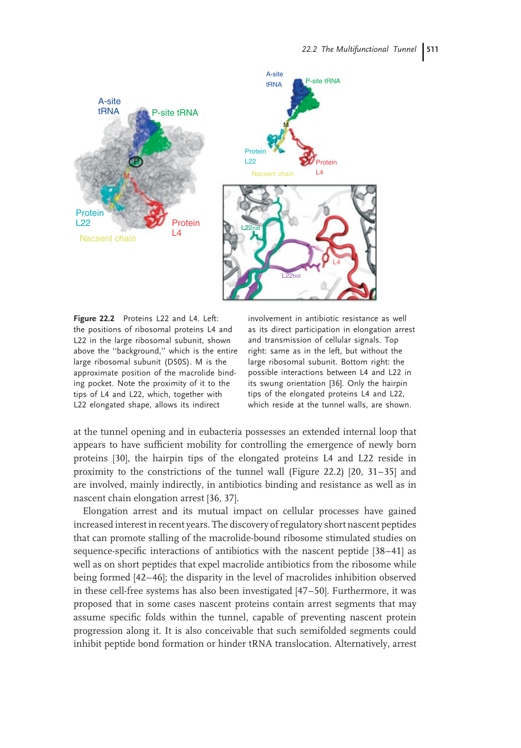**Figure 22.2** Proteins L22 and L4. Left: the positions of ribosomal proteins L4 and L22 in the large ribosomal subunit, shown above the "background," which is the entire large ribosomal subunit (D50S). M is the approximate position of the macrolide binding pocket. Note the proximity of it to the tips of L4 and L22, which, together with L22 elongated shape, allows its indirect involvement in antibiotic resistance as well as its direct participation in elongation arrest and transmission of cellular signals. Top right: same as in the left, but without the large ribosomal subunit. Bottom right: the possible interactions between L4 and L22 in its swung orientation [36]. Only the hairpin tips of the elongated proteins L4 and L22, which reside at the tunnel walls, are shown.

at the tunnel opening and in eubacteria possesses an extended internal loop that appears to have sufficient mobility for controlling the emergence of newly born proteins [30], the hairpin tips of the elongated proteins L4 and L22 reside in proximity to the constrictions of the tunnel wall (Figure 22.2) [20, 31–35] and are involved, mainly indirectly, in antibiotics binding and resistance as well as in nascent chain elongation arrest [36, 37].

Elongation arrest and its mutual impact on cellular processes have gained increased interest in recent years. The discovery of regulatory short nascent peptides that can promote stalling of the macrolide-bound ribosome stimulated studies on sequence-specific interactions of antibiotics with the nascent peptide [38–41] as well as on short peptides that expel macrolide antibiotics from the ribosome while being formed [42–46]; the disparity in the level of macrolides inhibition observed in these cell-free systems has also been investigated [47–50]. Furthermore, it was proposed that in some cases nascent proteins contain arrest segments that may assume specific folds within the tunnel, capable of preventing nascent protein progression along it. It is also conceivable that such semifolded segments could inhibit peptide bond formation or hinder tRNA translocation. Alternatively, arrest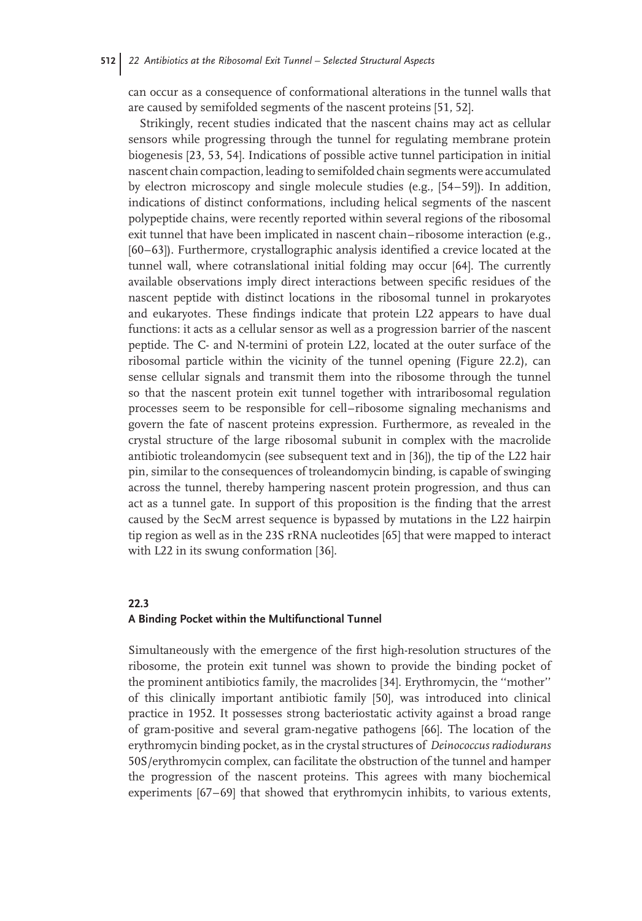can occur as a consequence of conformational alterations in the tunnel walls that are caused by semifolded segments of the nascent proteins [51, 52].

Strikingly, recent studies indicated that the nascent chains may act as cellular sensors while progressing through the tunnel for regulating membrane protein biogenesis [23, 53, 54]. Indications of possible active tunnel participation in initial nascent chain compaction, leading to semifolded chain segments were accumulated by electron microscopy and single molecule studies (e.g., [54–59]). In addition, indications of distinct conformations, including helical segments of the nascent polypeptide chains, were recently reported within several regions of the ribosomal exit tunnel that have been implicated in nascent chain–ribosome interaction (e.g., [60–63]). Furthermore, crystallographic analysis identified a crevice located at the tunnel wall, where cotranslational initial folding may occur [64]. The currently available observations imply direct interactions between specific residues of the nascent peptide with distinct locations in the ribosomal tunnel in prokaryotes and eukaryotes. These findings indicate that protein L22 appears to have dual functions: it acts as a cellular sensor as well as a progression barrier of the nascent peptide. The C- and N-termini of protein L22, located at the outer surface of the ribosomal particle within the vicinity of the tunnel opening (Figure 22.2), can sense cellular signals and transmit them into the ribosome through the tunnel so that the nascent protein exit tunnel together with intraribosomal regulation processes seem to be responsible for cell–ribosome signaling mechanisms and govern the fate of nascent proteins expression. Furthermore, as revealed in the crystal structure of the large ribosomal subunit in complex with the macrolide antibiotic troleandomycin (see subsequent text and in [36]), the tip of the L22 hair pin, similar to the consequences of troleandomycin binding, is capable of swinging across the tunnel, thereby hampering nascent protein progression, and thus can act as a tunnel gate. In support of this proposition is the finding that the arrest caused by the SecM arrest sequence is bypassed by mutations in the L22 hairpin tip region as well as in the 23S rRNA nucleotides [65] that were mapped to interact with L22 in its swung conformation [36].

## 22.3 A Binding Pocket within the Multifunctional Tunnel

Simultaneously with the emergence of the first high-resolution structures of the ribosome, the protein exit tunnel was shown to provide the binding pocket of the prominent antibiotics family, the macrolides [34]. Erythromycin, the ''mother'' of this clinically important antibiotic family [50], was introduced into clinical practice in 1952. It possesses strong bacteriostatic activity against a broad range of gram-positive and several gram-negative pathogens [66]. The location of the erythromycin binding pocket, as in the crystal structures of *Deinococcus radiodurans* 50S/erythromycin complex, can facilitate the obstruction of the tunnel and hamper the progression of the nascent proteins. This agrees with many biochemical experiments [67–69] that showed that erythromycin inhibits, to various extents,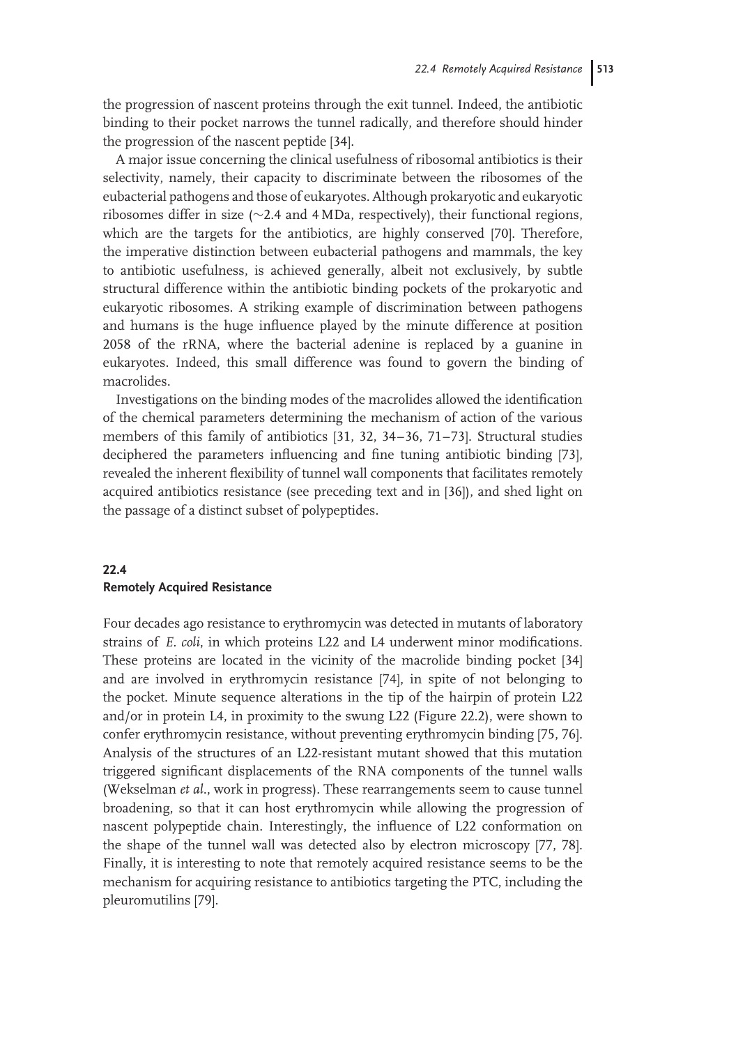the progression of nascent proteins through the exit tunnel. Indeed, the antibiotic binding to their pocket narrows the tunnel radically, and therefore should hinder the progression of the nascent peptide [34].

A major issue concerning the clinical usefulness of ribosomal antibiotics is their selectivity, namely, their capacity to discriminate between the ribosomes of the eubacterial pathogens and those of eukaryotes. Although prokaryotic and eukaryotic ribosomes differ in size (~2.4 and 4 MDa, respectively), their functional regions, which are the targets for the antibiotics, are highly conserved [70]. Therefore, the imperative distinction between eubacterial pathogens and mammals, the key to antibiotic usefulness, is achieved generally, albeit not exclusively, by subtle structural difference within the antibiotic binding pockets of the prokaryotic and eukaryotic ribosomes. A striking example of discrimination between pathogens and humans is the huge influence played by the minute difference at position 2058 of the rRNA, where the bacterial adenine is replaced by a guanine in eukaryotes. Indeed, this small difference was found to govern the binding of macrolides.

Investigations on the binding modes of the macrolides allowed the identification of the chemical parameters determining the mechanism of action of the various members of this family of antibiotics [31, 32, 34–36, 71–73]. Structural studies deciphered the parameters influencing and fine tuning antibiotic binding [73], revealed the inherent flexibility of tunnel wall components that facilitates remotely acquired antibiotics resistance (see preceding text and in [36]), and shed light on the passage of a distinct subset of polypeptides.

## 22.4 Remotely Acquired Resistance

Four decades ago resistance to erythromycin was detected in mutants of laboratory strains of *E. coli*, in which proteins L22 and L4 underwent minor modifications. These proteins are located in the vicinity of the macrolide binding pocket [34] and are involved in erythromycin resistance [74], in spite of not belonging to the pocket. Minute sequence alterations in the tip of the hairpin of protein L22 and/or in protein L4, in proximity to the swung L22 (Figure 22.2), were shown to confer erythromycin resistance, without preventing erythromycin binding [75, 76]. Analysis of the structures of an L22-resistant mutant showed that this mutation triggered significant displacements of the RNA components of the tunnel walls (Wekselman *et al.*, work in progress). These rearrangements seem to cause tunnel broadening, so that it can host erythromycin while allowing the progression of nascent polypeptide chain. Interestingly, the influence of L22 conformation on the shape of the tunnel wall was detected also by electron microscopy [77, 78]. Finally, it is interesting to note that remotely acquired resistance seems to be the mechanism for acquiring resistance to antibiotics targeting the PTC, including the pleuromutilins [79].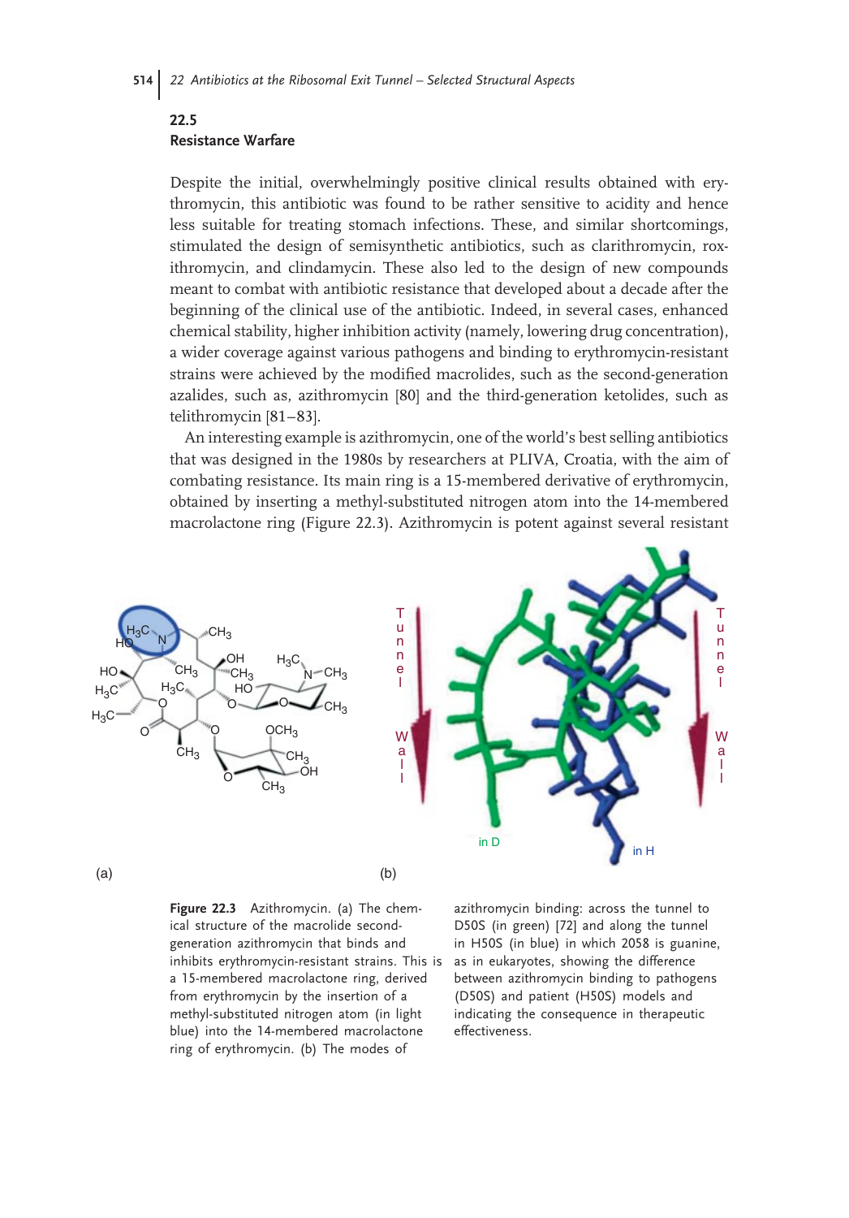## 22.5 Resistance Warfare

Despite the initial, overwhelmingly positive clinical results obtained with erythromycin, this antibiotic was found to be rather sensitive to acidity and hence less suitable for treating stomach infections. These, and similar shortcomings, stimulated the design of semisynthetic antibiotics, such as clarithromycin, roxithromycin, and clindamycin. These also led to the design of new compounds meant to combat with antibiotic resistance that developed about a decade after the beginning of the clinical use of the antibiotic. Indeed, in several cases, enhanced chemical stability, higher inhibition activity (namely, lowering drug concentration), a wider coverage against various pathogens and binding to erythromycin-resistant strains were achieved by the modified macrolides, such as the second-generation azalides, such as, azithromycin [80] and the third-generation ketolides, such as telithromycin [81–83].

An interesting example is azithromycin, one of the world's best selling antibiotics that was designed in the 1980s by researchers at PLIVA, Croatia, with the aim of combating resistance. Its main ring is a 15-membered derivative of erythromycin, obtained by inserting a methyl-substituted nitrogen atom into the 14-membered macrolactone ring (Figure 22.3). Azithromycin is potent against several resistant

**Figure 22.3** Azithromycin. (a) The chemical structure of the macrolide second-generation azithromycin that binds and inhibits erythromycin-resistant strains. This is a 15-membered macrolactone ring, derived from erythromycin by the insertion of a methyl-substituted nitrogen atom (in light blue) into the 14-membered macrolactone ring of erythromycin. (b) The modes of azithromycin binding: across the tunnel to D50S (in green) [72] and along the tunnel in H50S (in blue) in which 2058 is guanine, as in eukaryotes, showing the difference between azithromycin binding to pathogens (D50S) and patient (H50S) models and indicating the consequence in therapeutic effectiveness.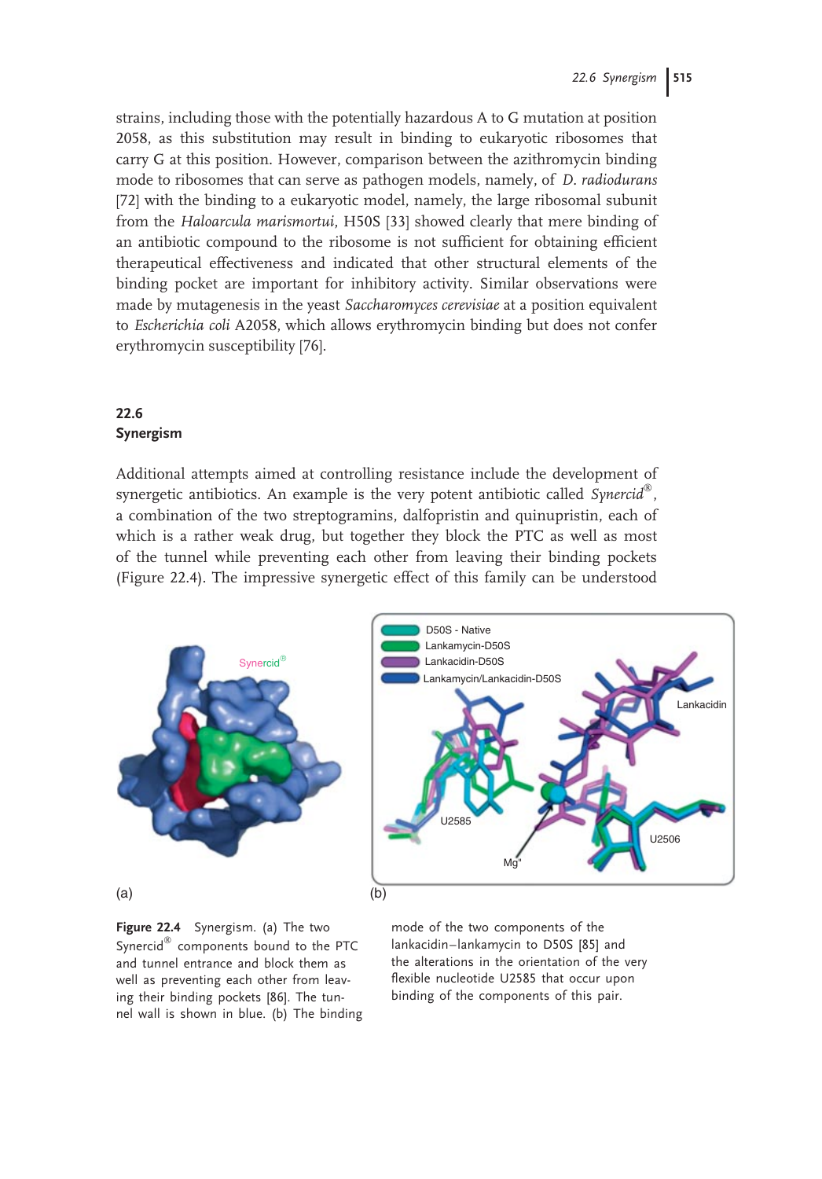strains, including those with the potentially hazardous A to G mutation at position 2058, as this substitution may result in binding to eukaryotic ribosomes that carry G at this position. However, comparison between the azithromycin binding mode to ribosomes that can serve as pathogen models, namely, of *D. radiodurans* [72] with the binding to a eukaryotic model, namely, the large ribosomal subunit from the *Haloarcula marismortui*, H50S [33] showed clearly that mere binding of an antibiotic compound to the ribosome is not sufficient for obtaining efficient therapeutical effectiveness and indicated that other structural elements of the binding pocket are important for inhibitory activity. Similar observations were made by mutagenesis in the yeast *Saccharomyces cerevisiae* at a position equivalent to *Escherichia coli* A2058, which allows erythromycin binding but does not confer erythromycin susceptibility [76].

## 22.6
## Synergism

Additional attempts aimed at controlling resistance include the development of synergetic antibiotics. An example is the very potent antibiotic called *Synercid®*, a combination of the two streptogramins, dalfopristin and quinupristin, each of which is a rather weak drug, but together they block the PTC as well as most of the tunnel while preventing each other from leaving their binding pockets (Figure 22.4). The impressive synergetic effect of this family can be understood

**Figure 22.4** Synergism. (a) The two Synercid® components bound to the PTC and tunnel entrance and block them as well as preventing each other from leaving their binding pockets [86]. The tunnel wall is shown in blue. (b) The binding mode of the two components of the lankacidin–lankamycin to D50S [85] and the alterations in the orientation of the very flexible nucleotide U2585 that occur upon binding of the components of this pair.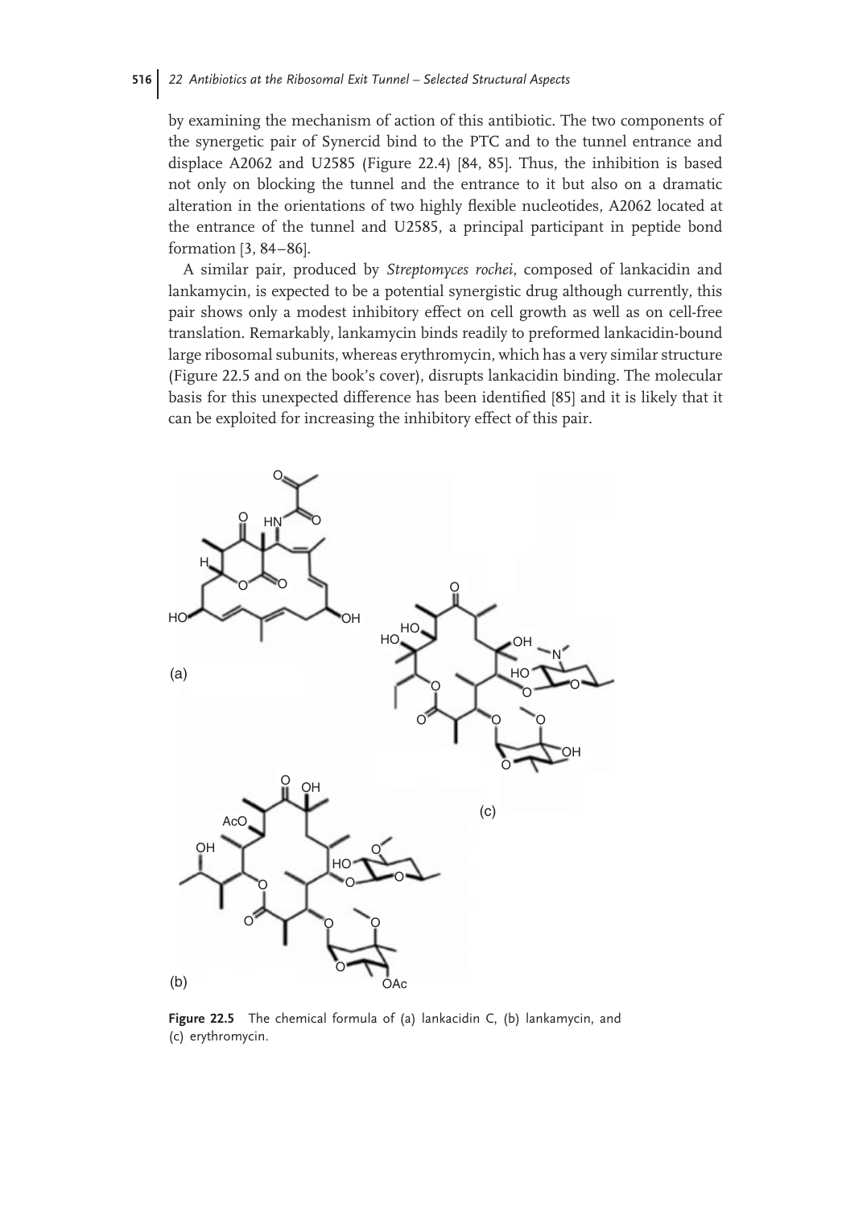by examining the mechanism of action of this antibiotic. The two components of the synergetic pair of Synercid bind to the PTC and to the tunnel entrance and displace A2062 and U2585 (Figure 22.4) [84, 85]. Thus, the inhibition is based not only on blocking the tunnel and the entrance to it but also on a dramatic alteration in the orientations of two highly flexible nucleotides, A2062 located at the entrance of the tunnel and U2585, a principal participant in peptide bond formation [3, 84–86].

A similar pair, produced by *Streptomyces rochei*, composed of lankacidin and lankamycin, is expected to be a potential synergistic drug although currently, this pair shows only a modest inhibitory effect on cell growth as well as on cell-free translation. Remarkably, lankamycin binds readily to preformed lankacidin-bound large ribosomal subunits, whereas erythromycin, which has a very similar structure (Figure 22.5 and on the book's cover), disrupts lankacidin binding. The molecular basis for this unexpected difference has been identified [85] and it is likely that it can be exploited for increasing the inhibitory effect of this pair.

**Figure 22.5** The chemical formula of (a) lankacidin C, (b) lankamycin, and (c) erythromycin.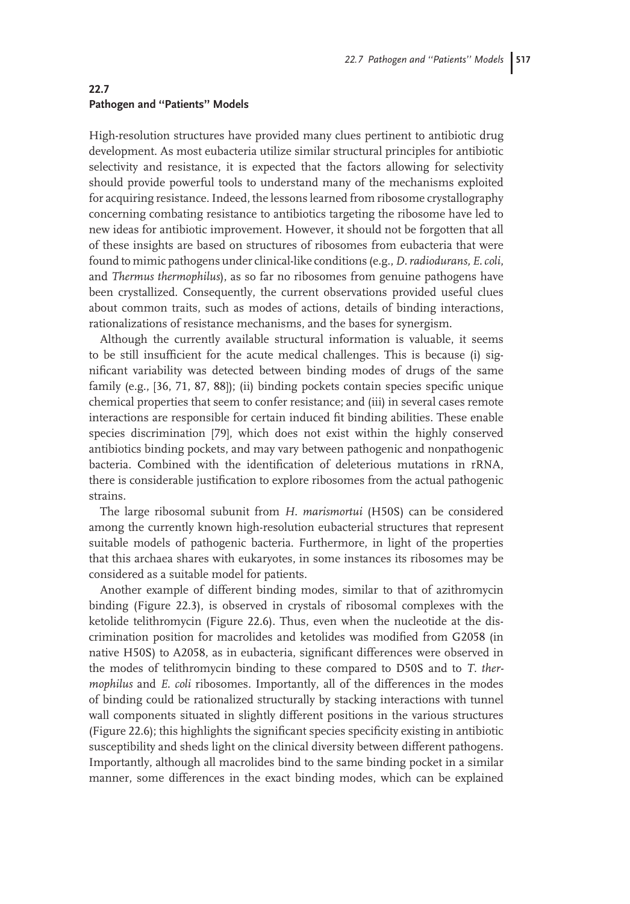## 22.7
## Pathogen and "Patients" Models

High-resolution structures have provided many clues pertinent to antibiotic drug development. As most eubacteria utilize similar structural principles for antibiotic selectivity and resistance, it is expected that the factors allowing for selectivity should provide powerful tools to understand many of the mechanisms exploited for acquiring resistance. Indeed, the lessons learned from ribosome crystallography concerning combating resistance to antibiotics targeting the ribosome have led to new ideas for antibiotic improvement. However, it should not be forgotten that all of these insights are based on structures of ribosomes from eubacteria that were found to mimic pathogens under clinical-like conditions (e.g., *D. radiodurans*, *E. coli*, and *Thermus thermophilus*), as so far no ribosomes from genuine pathogens have been crystallized. Consequently, the current observations provided useful clues about common traits, such as modes of actions, details of binding interactions, rationalizations of resistance mechanisms, and the bases for synergism.

Although the currently available structural information is valuable, it seems to be still insufficient for the acute medical challenges. This is because (i) significant variability was detected between binding modes of drugs of the same family (e.g., [36, 71, 87, 88]); (ii) binding pockets contain species specific unique chemical properties that seem to confer resistance; and (iii) in several cases remote interactions are responsible for certain induced fit binding abilities. These enable species discrimination [79], which does not exist within the highly conserved antibiotics binding pockets, and may vary between pathogenic and nonpathogenic bacteria. Combined with the identification of deleterious mutations in rRNA, there is considerable justification to explore ribosomes from the actual pathogenic strains.

The large ribosomal subunit from *H. marismortui* (H50S) can be considered among the currently known high-resolution eubacterial structures that represent suitable models of pathogenic bacteria. Furthermore, in light of the properties that this archaea shares with eukaryotes, in some instances its ribosomes may be considered as a suitable model for patients.

Another example of different binding modes, similar to that of azithromycin binding (Figure 22.3), is observed in crystals of ribosomal complexes with the ketolide telithromycin (Figure 22.6). Thus, even when the nucleotide at the discrimination position for macrolides and ketolides was modified from G2058 (in native H50S) to A2058, as in eubacteria, significant differences were observed in the modes of telithromycin binding to these compared to D50S and to *T. thermophilus* and *E. coli* ribosomes. Importantly, all of the differences in the modes of binding could be rationalized structurally by stacking interactions with tunnel wall components situated in slightly different positions in the various structures (Figure 22.6); this highlights the significant species specificity existing in antibiotic susceptibility and sheds light on the clinical diversity between different pathogens. Importantly, although all macrolides bind to the same binding pocket in a similar manner, some differences in the exact binding modes, which can be explained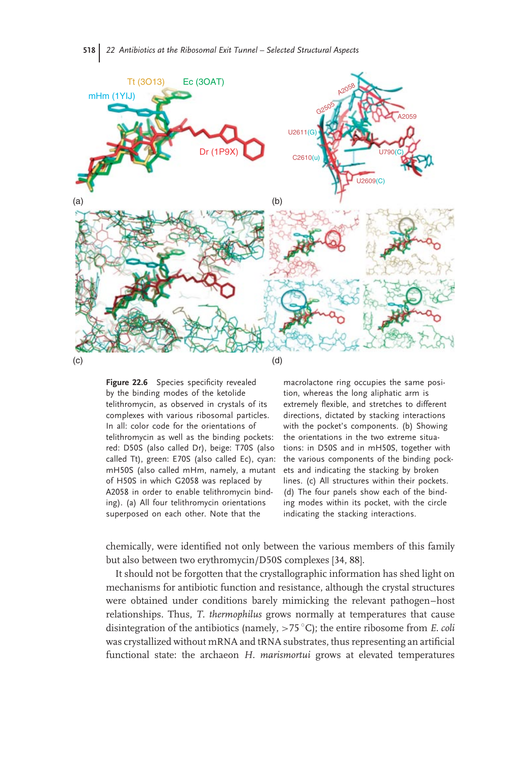**Figure 22.6** Species specificity revealed by the binding modes of the ketolide telithromycin, as observed in crystals of its complexes with various ribosomal particles. In all: color code for the orientations of telithromycin as well as the binding pockets: red: D50S (also called Dr), beige: T70S (also called Tt), green: E70S (also called Ec), cyan: mH50S (also called mHm, namely, a mutant of H50S in which G2058 was replaced by A2058 in order to enable telithromycin binding). (a) All four telithromycin orientations superposed on each other. Note that the macrolactone ring occupies the same position, whereas the long aliphatic arm is extremely flexible, and stretches to different directions, dictated by stacking interactions with the pocket's components. (b) Showing the orientations in the two extreme situations: in D50S and in mH50S, together with the various components of the binding pockets and indicating the stacking by broken lines. (c) All structures within their pockets. (d) The four panels show each of the binding modes within its pocket, with the circle indicating the stacking interactions.

chemically, were identified not only between the various members of this family but also between two erythromycin/D50S complexes [34, 88].

It should not be forgotten that the crystallographic information has shed light on mechanisms for antibiotic function and resistance, although the crystal structures were obtained under conditions barely mimicking the relevant pathogen–host relationships. Thus, *T. thermophilus* grows normally at temperatures that cause disintegration of the antibiotics (namely, >75 °C); the entire ribosome from *E. coli* was crystallized without mRNA and tRNA substrates, thus representing an artificial functional state: the archaeon *H. marismortui* grows at elevated temperatures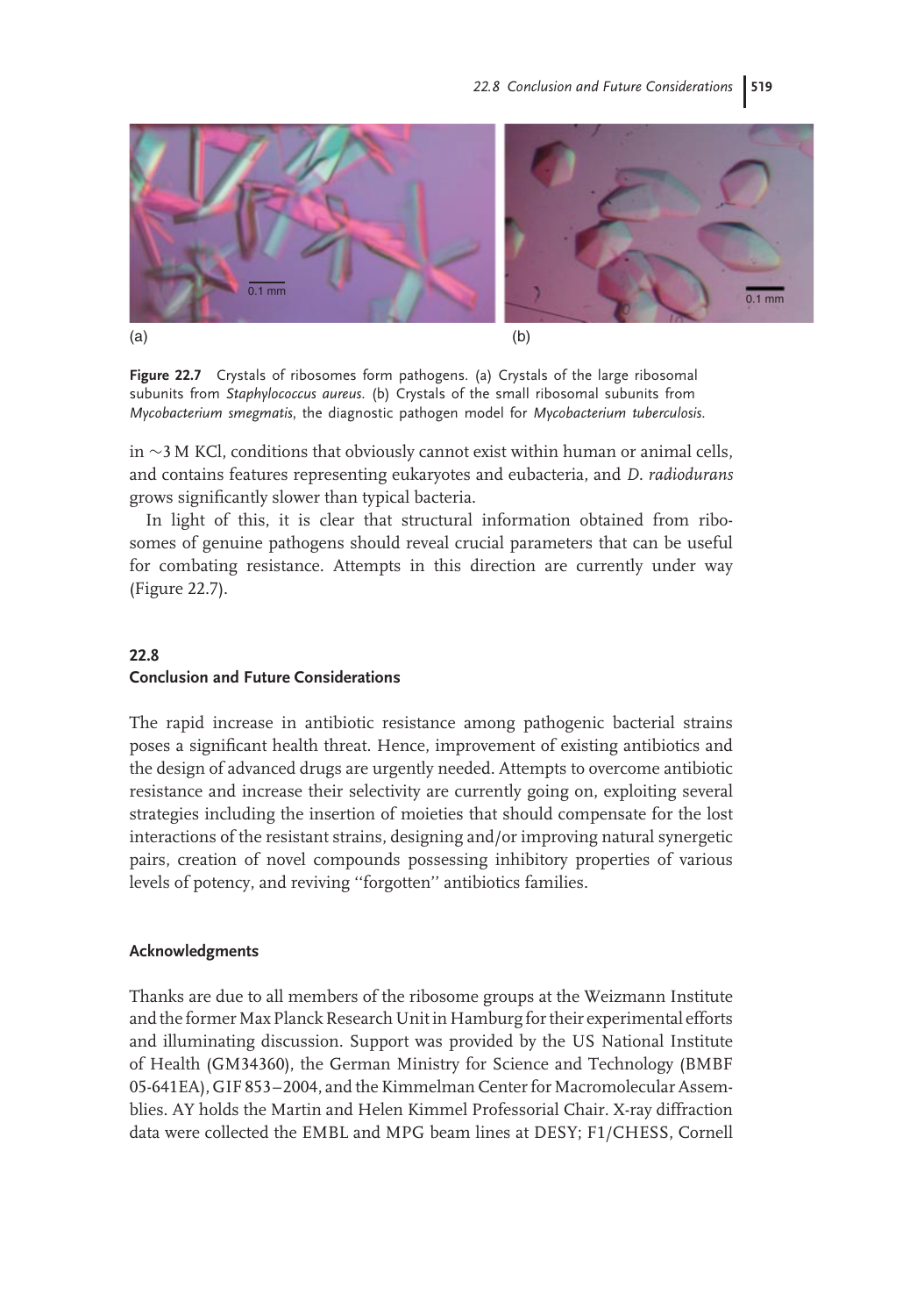Figure 22.7 Crystals of ribosomes form pathogens. (a) Crystals of the large ribosomal subunits from *Staphylococcus aureus*. (b) Crystals of the small ribosomal subunits from *Mycobacterium smegmatis*, the diagnostic pathogen model for *Mycobacterium tuberculosis*.

in ∼3 M KCl, conditions that obviously cannot exist within human or animal cells, and contains features representing eukaryotes and eubacteria, and *D. radiodurans* grows significantly slower than typical bacteria.

In light of this, it is clear that structural information obtained from ribosomes of genuine pathogens should reveal crucial parameters that can be useful for combating resistance. Attempts in this direction are currently under way (Figure 22.7).

## 22.8 Conclusion and Future Considerations

The rapid increase in antibiotic resistance among pathogenic bacterial strains poses a significant health threat. Hence, improvement of existing antibiotics and the design of advanced drugs are urgently needed. Attempts to overcome antibiotic resistance and increase their selectivity are currently going on, exploiting several strategies including the insertion of moieties that should compensate for the lost interactions of the resistant strains, designing and/or improving natural synergetic pairs, creation of novel compounds possessing inhibitory properties of various levels of potency, and reviving "forgotten" antibiotics families.

### Acknowledgments

Thanks are due to all members of the ribosome groups at the Weizmann Institute and the former Max Planck Research Unit in Hamburg for their experimental efforts and illuminating discussion. Support was provided by the US National Institute of Health (GM34360), the German Ministry for Science and Technology (BMBF 05-641EA), GIF 853–2004, and the Kimmelman Center for Macromolecular Assemblies. AY holds the Martin and Helen Kimmel Professorial Chair. X-ray diffraction data were collected the EMBL and MPG beam lines at DESY; F1/CHESS, Cornell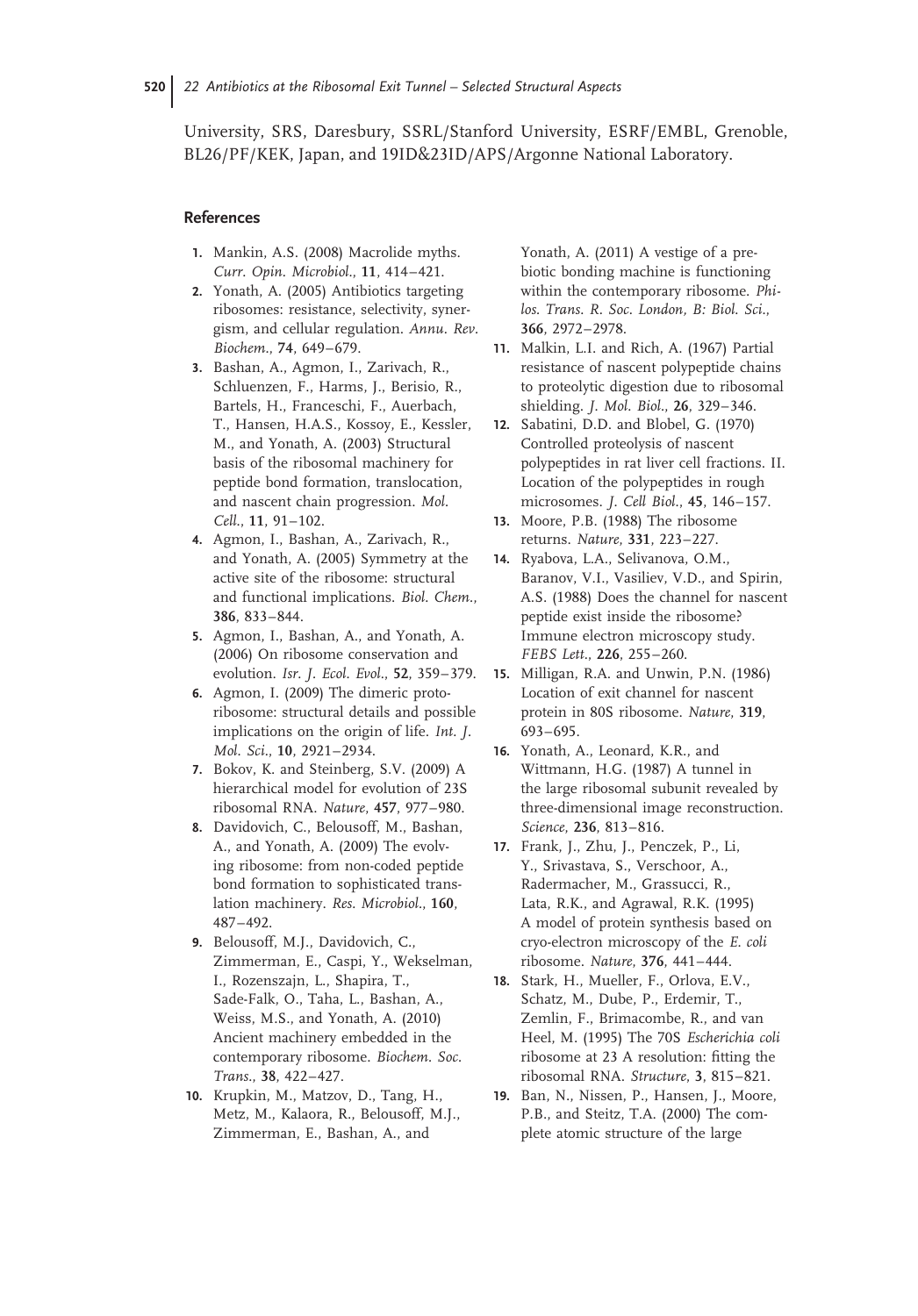University, SRS, Daresbury, SSRL/Stanford University, ESRF/EMBL, Grenoble, BL26/PF/KEK, Japan, and 19ID&23ID/APS/Argonne National Laboratory.

## References

1. Mankin, A.S. (2008) Macrolide myths. *Curr. Opin. Microbiol.*, **11**, 414–421.
2. Yonath, A. (2005) Antibiotics targeting ribosomes: resistance, selectivity, synergism, and cellular regulation. *Annu. Rev. Biochem.*, **74**, 649–679.
3. Bashan, A., Agmon, I., Zarivach, R., Schluenzen, F., Harms, J., Berisio, R., Bartels, H., Franceschi, F., Auerbach, T., Hansen, H.A.S., Kossoy, E., Kessler, M., and Yonath, A. (2003) Structural basis of the ribosomal machinery for peptide bond formation, translocation, and nascent chain progression. *Mol. Cell.*, **11**, 91–102.
4. Agmon, I., Bashan, A., Zarivach, R., and Yonath, A. (2005) Symmetry at the active site of the ribosome: structural and functional implications. *Biol. Chem.*, **386**, 833–844.
5. Agmon, I., Bashan, A., and Yonath, A. (2006) On ribosome conservation and evolution. *Isr. J. Ecol. Evol.*, **52**, 359–379.
6. Agmon, I. (2009) The dimeric proto-ribosome: structural details and possible implications on the origin of life. *Int. J. Mol. Sci.*, **10**, 2921–2934.
7. Bokov, K. and Steinberg, S.V. (2009) A hierarchical model for evolution of 23S ribosomal RNA. *Nature*, **457**, 977–980.
8. Davidovich, C., Belousoff, M., Bashan, A., and Yonath, A. (2009) The evolving ribosome: from non-coded peptide bond formation to sophisticated translation machinery. *Res. Microbiol.*, **160**, 487–492.
9. Belousoff, M.J., Davidovich, C., Zimmerman, E., Caspi, Y., Wekselman, I., Rozenszajn, L., Shapira, T., Sade-Falk, O., Taha, L., Bashan, A., Weiss, M.S., and Yonath, A. (2010) Ancient machinery embedded in the contemporary ribosome. *Biochem. Soc. Trans.*, **38**, 422–427.
10. Krupkin, M., Matzov, D., Tang, H., Metz, M., Kalaora, R., Belousoff, M.J., Zimmerman, E., Bashan, A., and Yonath, A. (2011) A vestige of a prebiotic bonding machine is functioning within the contemporary ribosome. *Philos. Trans. R. Soc. London, B: Biol. Sci.*, **366**, 2972–2978.
11. Malkin, L.I. and Rich, A. (1967) Partial resistance of nascent polypeptide chains to proteolytic digestion due to ribosomal shielding. *J. Mol. Biol.*, **26**, 329–346.
12. Sabatini, D.D. and Blobel, G. (1970) Controlled proteolysis of nascent polypeptides in rat liver cell fractions. II. Location of the polypeptides in rough microsomes. *J. Cell Biol.*, **45**, 146–157.
13. Moore, P.B. (1988) The ribosome returns. *Nature*, **331**, 223–227.
14. Ryabova, L.A., Selivanova, O.M., Baranov, V.I., Vasiliev, V.D., and Spirin, A.S. (1988) Does the channel for nascent peptide exist inside the ribosome? Immune electron microscopy study. *FEBS Lett.*, **226**, 255–260.
15. Milligan, R.A. and Unwin, P.N. (1986) Location of exit channel for nascent protein in 80S ribosome. *Nature*, **319**, 693–695.
16. Yonath, A., Leonard, K.R., and Wittmann, H.G. (1987) A tunnel in the large ribosomal subunit revealed by three-dimensional image reconstruction. *Science*, **236**, 813–816.
17. Frank, J., Zhu, J., Penczek, P., Li, Y., Srivastava, S., Verschoor, A., Radermacher, M., Grassucci, R., Lata, R.K., and Agrawal, R.K. (1995) A model of protein synthesis based on cryo-electron microscopy of the *E. coli* ribosome. *Nature*, **376**, 441–444.
18. Stark, H., Mueller, F., Orlova, E.V., Schatz, M., Dube, P., Erdemir, T., Zemlin, F., Brimacombe, R., and van Heel, M. (1995) The 70S *Escherichia coli* ribosome at 23 A resolution: fitting the ribosomal RNA. *Structure*, **3**, 815–821.
19. Ban, N., Nissen, P., Hansen, J., Moore, P.B., and Steitz, T.A. (2000) The complete atomic structure of the large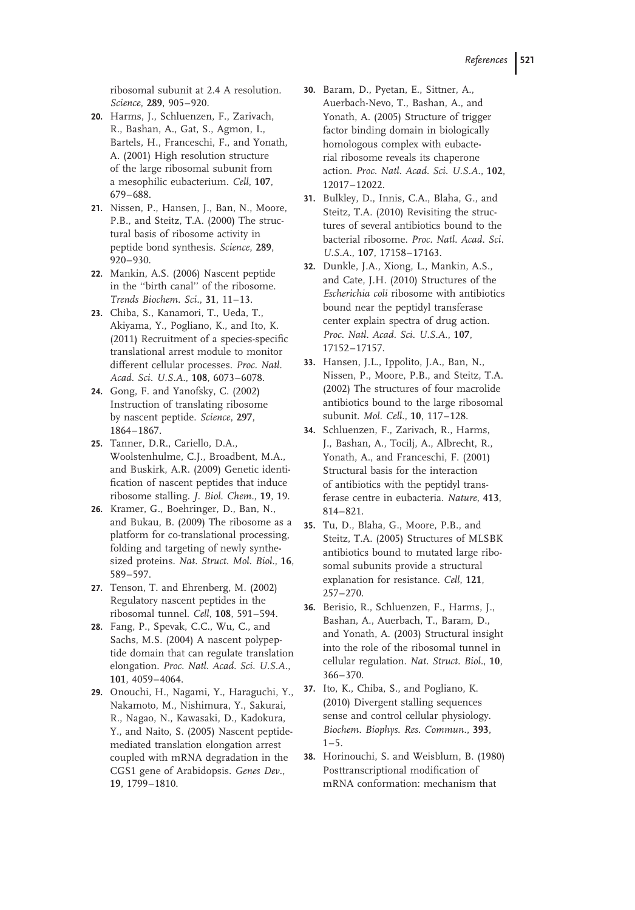ribosomal subunit at 2.4 A resolution. *Science*, **289**, 905–920.

20. Harms, J., Schluenzen, F., Zarivach, R., Bashan, A., Gat, S., Agmon, I., Bartels, H., Franceschi, F., and Yonath, A. (2001) High resolution structure of the large ribosomal subunit from a mesophilic eubacterium. *Cell*, **107**, 679–688.
21. Nissen, P., Hansen, J., Ban, N., Moore, P.B., and Steitz, T.A. (2000) The structural basis of ribosome activity in peptide bond synthesis. *Science*, **289**, 920–930.
22. Mankin, A.S. (2006) Nascent peptide in the ''birth canal'' of the ribosome. *Trends Biochem. Sci.*, **31**, 11–13.
23. Chiba, S., Kanamori, T., Ueda, T., Akiyama, Y., Pogliano, K., and Ito, K. (2011) Recruitment of a species-specific translational arrest module to monitor different cellular processes. *Proc. Natl. Acad. Sci. U.S.A.*, **108**, 6073–6078.
24. Gong, F. and Yanofsky, C. (2002) Instruction of translating ribosome by nascent peptide. *Science*, **297**, 1864–1867.
25. Tanner, D.R., Cariello, D.A., Woolstenhulme, C.J., Broadbent, M.A., and Buskirk, A.R. (2009) Genetic identification of nascent peptides that induce ribosome stalling. *J. Biol. Chem.*, **19**, 19.
26. Kramer, G., Boehringer, D., Ban, N., and Bukau, B. (2009) The ribosome as a platform for co-translational processing, folding and targeting of newly synthesized proteins. *Nat. Struct. Mol. Biol.*, **16**, 589–597.
27. Tenson, T. and Ehrenberg, M. (2002) Regulatory nascent peptides in the ribosomal tunnel. *Cell*, **108**, 591–594.
28. Fang, P., Spevak, C.C., Wu, C., and Sachs, M.S. (2004) A nascent polypeptide domain that can regulate translation elongation. *Proc. Natl. Acad. Sci. U.S.A.*, **101**, 4059–4064.
29. Onouchi, H., Nagami, Y., Haraguchi, Y., Nakamoto, M., Nishimura, Y., Sakurai, R., Nagao, N., Kawasaki, D., Kadokura, Y., and Naito, S. (2005) Nascent peptide-mediated translation elongation arrest coupled with mRNA degradation in the CGS1 gene of Arabidopsis. *Genes Dev.*, **19**, 1799–1810.
30. Baram, D., Pyetan, E., Sittner, A., Auerbach-Nevo, T., Bashan, A., and Yonath, A. (2005) Structure of trigger factor binding domain in biologically homologous complex with eubacterial ribosome reveals its chaperone action. *Proc. Natl. Acad. Sci. U.S.A.*, **102**, 12017–12022.
31. Bulkley, D., Innis, C.A., Blaha, G., and Steitz, T.A. (2010) Revisiting the structures of several antibiotics bound to the bacterial ribosome. *Proc. Natl. Acad. Sci. U.S.A.*, **107**, 17158–17163.
32. Dunkle, J.A., Xiong, L., Mankin, A.S., and Cate, J.H. (2010) Structures of the *Escherichia coli* ribosome with antibiotics bound near the peptidyl transferase center explain spectra of drug action. *Proc. Natl. Acad. Sci. U.S.A.*, **107**, 17152–17157.
33. Hansen, J.L., Ippolito, J.A., Ban, N., Nissen, P., Moore, P.B., and Steitz, T.A. (2002) The structures of four macrolide antibiotics bound to the large ribosomal subunit. *Mol. Cell.*, **10**, 117–128.
34. Schluenzen, F., Zarivach, R., Harms, J., Bashan, A., Tocilj, A., Albrecht, R., Yonath, A., and Franceschi, F. (2001) Structural basis for the interaction of antibiotics with the peptidyl transferase centre in eubacteria. *Nature*, **413**, 814–821.
35. Tu, D., Blaha, G., Moore, P.B., and Steitz, T.A. (2005) Structures of MLSBK antibiotics bound to mutated large ribosomal subunits provide a structural explanation for resistance. *Cell*, **121**, 257–270.
36. Berisio, R., Schluenzen, F., Harms, J., Bashan, A., Auerbach, T., Baram, D., and Yonath, A. (2003) Structural insight into the role of the ribosomal tunnel in cellular regulation. *Nat. Struct. Biol.*, **10**, 366–370.
37. Ito, K., Chiba, S., and Pogliano, K. (2010) Divergent stalling sequences sense and control cellular physiology. *Biochem. Biophys. Res. Commun.*, **393**, 1–5.
38. Horinouchi, S. and Weisblum, B. (1980) Posttranscriptional modification of mRNA conformation: mechanism that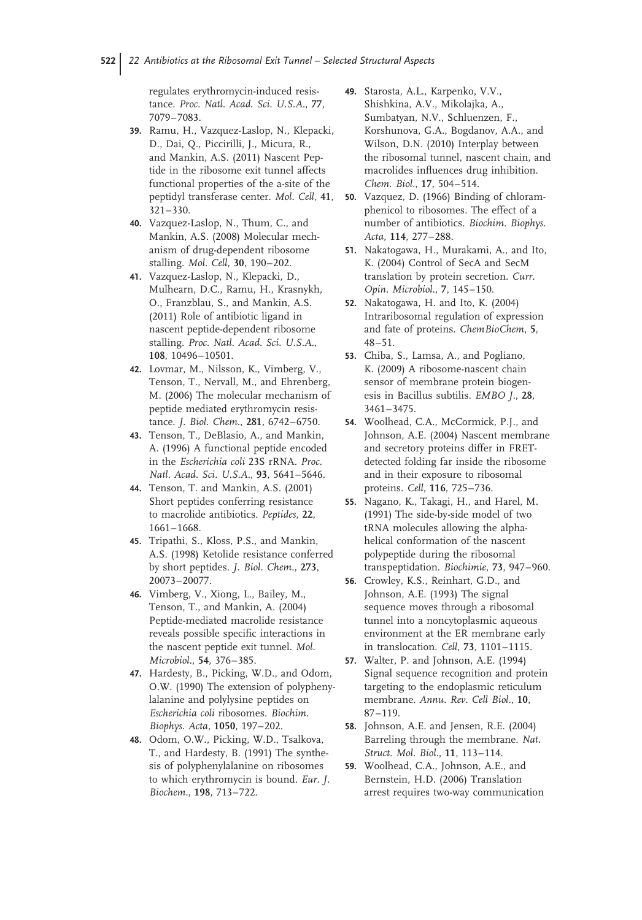regulates erythromycin-induced resistance. *Proc. Natl. Acad. Sci. U.S.A.*, **77**, 7079–7083.

39. Ramu, H., Vazquez-Laslop, N., Klepacki, D., Dai, Q., Piccirilli, J., Micura, R., and Mankin, A.S. (2011) Nascent Peptide in the ribosome exit tunnel affects functional properties of the a-site of the peptidyl transferase center. *Mol. Cell*, **41**, 321–330.
40. Vazquez-Laslop, N., Thum, C., and Mankin, A.S. (2008) Molecular mechanism of drug-dependent ribosome stalling. *Mol. Cell*, **30**, 190–202.
41. Vazquez-Laslop, N., Klepacki, D., Mulhearn, D.C., Ramu, H., Krasnykh, O., Franzblau, S., and Mankin, A.S. (2011) Role of antibiotic ligand in nascent peptide-dependent ribosome stalling. *Proc. Natl. Acad. Sci. U.S.A.*, **108**, 10496–10501.
42. Lovmar, M., Nilsson, K., Vimberg, V., Tenson, T., Nervall, M., and Ehrenberg, M. (2006) The molecular mechanism of peptide mediated erythromycin resistance. *J. Biol. Chem.*, **281**, 6742–6750.
43. Tenson, T., DeBlasio, A., and Mankin, A. (1996) A functional peptide encoded in the *Escherichia coli* 23S rRNA. *Proc. Natl. Acad. Sci. U.S.A.*, **93**, 5641–5646.
44. Tenson, T. and Mankin, A.S. (2001) Short peptides conferring resistance to macrolide antibiotics. *Peptides*, **22**, 1661–1668.
45. Tripathi, S., Kloss, P.S., and Mankin, A.S. (1998) Ketolide resistance conferred by short peptides. *J. Biol. Chem.*, **273**, 20073–20077.
46. Vimberg, V., Xiong, L., Bailey, M., Tenson, T., and Mankin, A. (2004) Peptide-mediated macrolide resistance reveals possible specific interactions in the nascent peptide exit tunnel. *Mol. Microbiol.*, **54**, 376–385.
47. Hardesty, B., Picking, W.D., and Odom, O.W. (1990) The extension of polyphenylalanine and polylysine peptides on *Escherichia coli* ribosomes. *Biochim. Biophys. Acta*, **1050**, 197–202.
48. Odom, O.W., Picking, W.D., Tsalkova, T., and Hardesty, B. (1991) The synthesis of polyphenylalanine on ribosomes to which erythromycin is bound. *Eur. J. Biochem.*, **198**, 713–722.
49. Starosta, A.L., Karpenko, V.V., Shishkina, A.V., Mikolajka, A., Sumbatyan, N.V., Schluenzen, F., Korshunova, G.A., Bogdanov, A.A., and Wilson, D.N. (2010) Interplay between the ribosomal tunnel, nascent chain, and macrolides influences drug inhibition. *Chem. Biol.*, **17**, 504–514.
50. Vazquez, D. (1966) Binding of chloramphenicol to ribosomes. The effect of a number of antibiotics. *Biochim. Biophys. Acta*, **114**, 277–288.
51. Nakatogawa, H., Murakami, A., and Ito, K. (2004) Control of SecA and SecM translation by protein secretion. *Curr. Opin. Microbiol.*, **7**, 145–150.
52. Nakatogawa, H. and Ito, K. (2004) Intraribosomal regulation of expression and fate of proteins. *ChemBioChem*, **5**, 48–51.
53. Chiba, S., Lamsa, A., and Pogliano, K. (2009) A ribosome-nascent chain sensor of membrane protein biogenesis in Bacillus subtilis. *EMBO J.*, **28**, 3461–3475.
54. Woolhead, C.A., McCormick, P.J., and Johnson, A.E. (2004) Nascent membrane and secretory proteins differ in FRET-detected folding far inside the ribosome and in their exposure to ribosomal proteins. *Cell*, **116**, 725–736.
55. Nagano, K., Takagi, H., and Harel, M. (1991) The side-by-side model of two tRNA molecules allowing the alpha-helical conformation of the nascent polypeptide during the ribosomal transpeptidation. *Biochimie*, **73**, 947–960.
56. Crowley, K.S., Reinhart, G.D., and Johnson, A.E. (1993) The signal sequence moves through a ribosomal tunnel into a noncytoplasmic aqueous environment at the ER membrane early in translocation. *Cell*, **73**, 1101–1115.
57. Walter, P. and Johnson, A.E. (1994) Signal sequence recognition and protein targeting to the endoplasmic reticulum membrane. *Annu. Rev. Cell Biol.*, **10**, 87–119.
58. Johnson, A.E. and Jensen, R.E. (2004) Barreling through the membrane. *Nat. Struct. Mol. Biol.*, **11**, 113–114.
59. Woolhead, C.A., Johnson, A.E., and Bernstein, H.D. (2006) Translation arrest requires two-way communication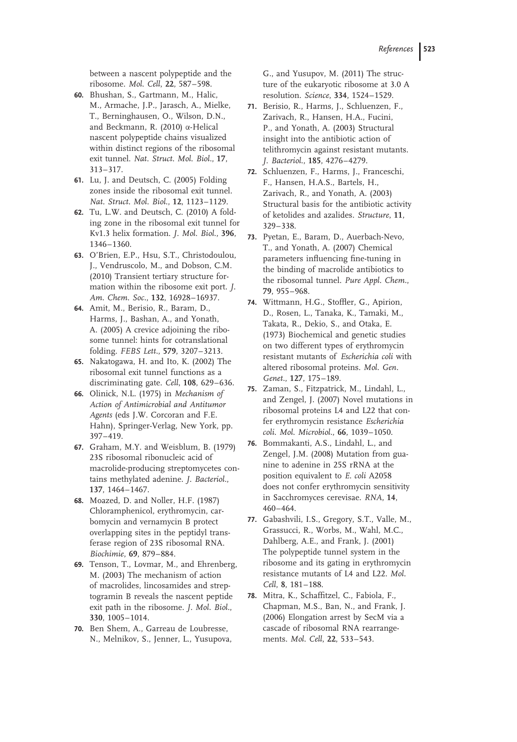between a nascent polypeptide and the ribosome. *Mol. Cell*, **22**, 587–598.

60. Bhushan, S., Gartmann, M., Halic, M., Armache, J.P., Jarasch, A., Mielke, T., Berninghausen, O., Wilson, D.N., and Beckmann, R. (2010) α-Helical nascent polypeptide chains visualized within distinct regions of the ribosomal exit tunnel. *Nat. Struct. Mol. Biol.*, **17**, 313–317.
61. Lu, J. and Deutsch, C. (2005) Folding zones inside the ribosomal exit tunnel. *Nat. Struct. Mol. Biol.*, **12**, 1123–1129.
62. Tu, L.W. and Deutsch, C. (2010) A folding zone in the ribosomal exit tunnel for Kv1.3 helix formation. *J. Mol. Biol.*, **396**, 1346–1360.
63. O'Brien, E.P., Hsu, S.T., Christodoulou, J., Vendruscolo, M., and Dobson, C.M. (2010) Transient tertiary structure formation within the ribosome exit port. *J. Am. Chem. Soc.*, **132**, 16928–16937.
64. Amit, M., Berisio, R., Baram, D., Harms, J., Bashan, A., and Yonath, A. (2005) A crevice adjoining the ribosome tunnel: hints for cotranslational folding. *FEBS Lett.*, **579**, 3207–3213.
65. Nakatogawa, H. and Ito, K. (2002) The ribosomal exit tunnel functions as a discriminating gate. *Cell*, **108**, 629–636.
66. Olinick, N.L. (1975) in *Mechanism of Action of Antimicrobial and Antitumor Agents* (eds J.W. Corcoran and F.E. Hahn), Springer-Verlag, New York, pp. 397–419.
67. Graham, M.Y. and Weisblum, B. (1979) 23S ribosomal ribonucleic acid of macrolide-producing streptomycetes contains methylated adenine. *J. Bacteriol.*, **137**, 1464–1467.
68. Moazed, D. and Noller, H.F. (1987) Chloramphenicol, erythromycin, carbomycin and vernamycin B protect overlapping sites in the peptidyl transferase region of 23S ribosomal RNA. *Biochimie*, **69**, 879–884.
69. Tenson, T., Lovmar, M., and Ehrenberg, M. (2003) The mechanism of action of macrolides, lincosamides and streptogramin B reveals the nascent peptide exit path in the ribosome. *J. Mol. Biol.*, **330**, 1005–1014.
70. Ben Shem, A., Garreau de Loubresse, N., Melnikov, S., Jenner, L., Yusupova, G., and Yusupov, M. (2011) The structure of the eukaryotic ribosome at 3.0 A resolution. *Science*, **334**, 1524–1529.
71. Berisio, R., Harms, J., Schluenzen, F., Zarivach, R., Hansen, H.A., Fucini, P., and Yonath, A. (2003) Structural insight into the antibiotic action of telithromycin against resistant mutants. *J. Bacteriol.*, **185**, 4276–4279.
72. Schluenzen, F., Harms, J., Franceschi, F., Hansen, H.A.S., Bartels, H., Zarivach, R., and Yonath, A. (2003) Structural basis for the antibiotic activity of ketolides and azalides. *Structure*, **11**, 329–338.
73. Pyetan, E., Baram, D., Auerbach-Nevo, T., and Yonath, A. (2007) Chemical parameters influencing fine-tuning in the binding of macrolide antibiotics to the ribosomal tunnel. *Pure Appl. Chem.*, **79**, 955–968.
74. Wittmann, H.G., Stoffler, G., Apirion, D., Rosen, L., Tanaka, K., Tamaki, M., Takata, R., Dekio, S., and Otaka, E. (1973) Biochemical and genetic studies on two different types of erythromycin resistant mutants of *Escherichia coli* with altered ribosomal proteins. *Mol. Gen. Genet.*, **127**, 175–189.
75. Zaman, S., Fitzpatrick, M., Lindahl, L., and Zengel, J. (2007) Novel mutations in ribosomal proteins L4 and L22 that confer erythromycin resistance *Escherichia coli*. *Mol. Microbiol.*, **66**, 1039–1050.
76. Bommakanti, A.S., Lindahl, L., and Zengel, J.M. (2008) Mutation from guanine to adenine in 25S rRNA at the position equivalent to *E. coli* A2058 does not confer erythromycin sensitivity in Sacchromyces cerevisae. *RNA*, **14**, 460–464.
77. Gabashvili, I.S., Gregory, S.T., Valle, M., Grassucci, R., Worbs, M., Wahl, M.C., Dahlberg, A.E., and Frank, J. (2001) The polypeptide tunnel system in the ribosome and its gating in erythromycin resistance mutants of L4 and L22. *Mol. Cell*, **8**, 181–188.
78. Mitra, K., Schaffitzel, C., Fabiola, F., Chapman, M.S., Ban, N., and Frank, J. (2006) Elongation arrest by SecM via a cascade of ribosomal RNA rearrangements. *Mol. Cell*, **22**, 533–543.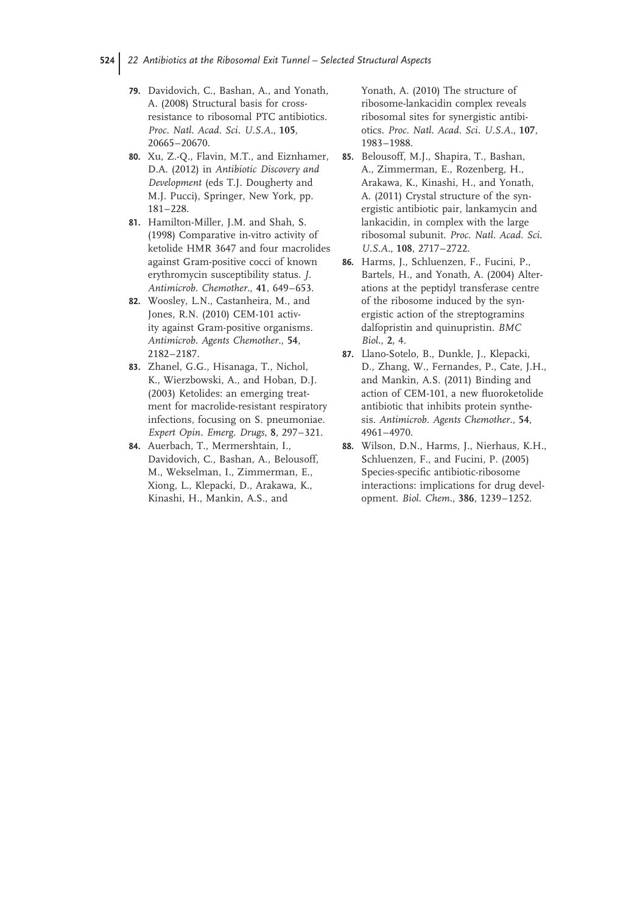79. Davidovich, C., Bashan, A., and Yonath, A. (2008) Structural basis for cross-resistance to ribosomal PTC antibiotics. *Proc. Natl. Acad. Sci. U.S.A.*, **105**, 20665–20670.
80. Xu, Z.-Q., Flavin, M.T., and Eiznhamer, D.A. (2012) in *Antibiotic Discovery and Development* (eds T.J. Dougherty and M.J. Pucci), Springer, New York, pp. 181–228.
81. Hamilton-Miller, J.M. and Shah, S. (1998) Comparative in-vitro activity of ketolide HMR 3647 and four macrolides against Gram-positive cocci of known erythromycin susceptibility status. *J. Antimicrob. Chemother.*, **41**, 649–653.
82. Woosley, L.N., Castanheira, M., and Jones, R.N. (2010) CEM-101 activity against Gram-positive organisms. *Antimicrob. Agents Chemother.*, **54**, 2182–2187.
83. Zhanel, G.G., Hisanaga, T., Nichol, K., Wierzbowski, A., and Hoban, D.J. (2003) Ketolides: an emerging treatment for macrolide-resistant respiratory infections, focusing on S. pneumoniae. *Expert Opin. Emerg. Drugs*, **8**, 297–321.
84. Auerbach, T., Mermershtain, I., Davidovich, C., Bashan, A., Belousoff, M., Wekselman, I., Zimmerman, E., Xiong, L., Klepacki, D., Arakawa, K., Kinashi, H., Mankin, A.S., and Yonath, A. (2010) The structure of ribosome-lankacidin complex reveals ribosomal sites for synergistic antibiotics. *Proc. Natl. Acad. Sci. U.S.A.*, **107**, 1983–1988.
85. Belousoff, M.J., Shapira, T., Bashan, A., Zimmerman, E., Rozenberg, H., Arakawa, K., Kinashi, H., and Yonath, A. (2011) Crystal structure of the synergistic antibiotic pair, lankamycin and lankacidin, in complex with the large ribosomal subunit. *Proc. Natl. Acad. Sci. U.S.A.*, **108**, 2717–2722.
86. Harms, J., Schluenzen, F., Fucini, P., Bartels, H., and Yonath, A. (2004) Alterations at the peptidyl transferase centre of the ribosome induced by the synergistic action of the streptogramins dalfopristin and quinupristin. *BMC Biol.*, **2**, 4.
87. Llano-Sotelo, B., Dunkle, J., Klepacki, D., Zhang, W., Fernandes, P., Cate, J.H., and Mankin, A.S. (2011) Binding and action of CEM-101, a new fluoroketolide antibiotic that inhibits protein synthesis. *Antimicrob. Agents Chemother.*, **54**, 4961–4970.
88. Wilson, D.N., Harms, J., Nierhaus, K.H., Schluenzen, F., and Fucini, P. (2005) Species-specific antibiotic-ribosome interactions: implications for drug development. *Biol. Chem.*, **386**, 1239–1252.